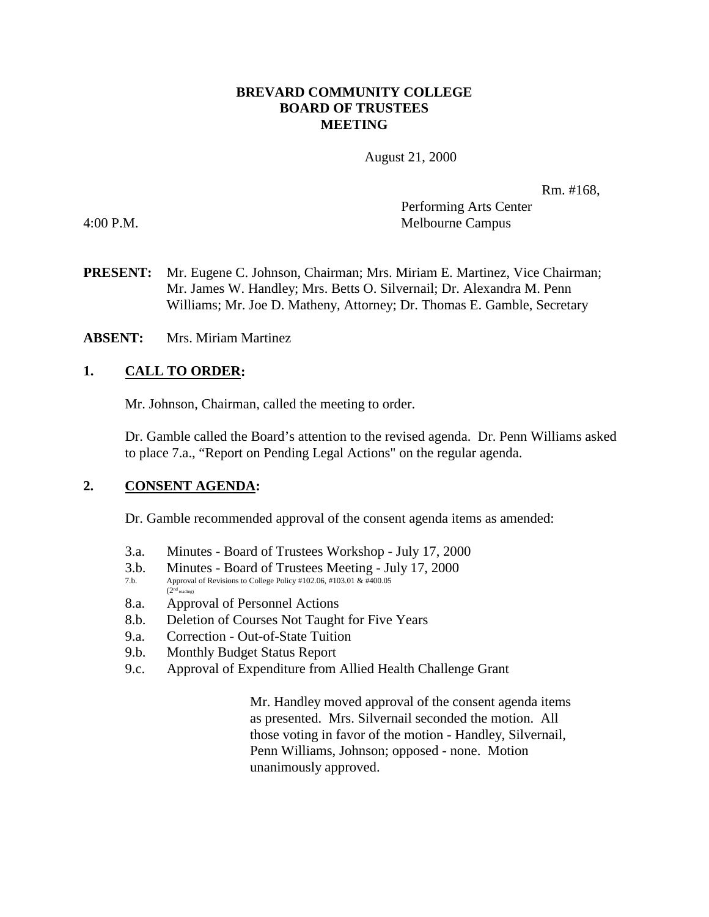# BREVARD COMMUNITY COLLEGE
# BOARD OF TRUSTEES
# MEETING

August 21, 2000

Rm. #168,
Performing Arts Center
Melbourne Campus

4:00 P.M.

**PRESENT:** Mr. Eugene C. Johnson, Chairman; Mrs. Miriam E. Martinez, Vice Chairman; Mr. James W. Handley; Mrs. Betts O. Silvernail; Dr. Alexandra M. Penn Williams; Mr. Joe D. Matheny, Attorney; Dr. Thomas E. Gamble, Secretary

**ABSENT:** Mrs. Miriam Martinez

## 1. CALL TO ORDER:

Mr. Johnson, Chairman, called the meeting to order.

Dr. Gamble called the Board's attention to the revised agenda. Dr. Penn Williams asked to place 7.a., "Report on Pending Legal Actions" on the regular agenda.

## 2. CONSENT AGENDA:

Dr. Gamble recommended approval of the consent agenda items as amended:

- 3.a. Minutes - Board of Trustees Workshop - July 17, 2000
- 3.b. Minutes - Board of Trustees Meeting - July 17, 2000
- 7.b. Approval of Revisions to College Policy #102.06, #103.01 & #400.05 (2nd reading)
- 8.a. Approval of Personnel Actions
- 8.b. Deletion of Courses Not Taught for Five Years
- 9.a. Correction - Out-of-State Tuition
- 9.b. Monthly Budget Status Report
- 9.c. Approval of Expenditure from Allied Health Challenge Grant

Mr. Handley moved approval of the consent agenda items as presented. Mrs. Silvernail seconded the motion. All those voting in favor of the motion - Handley, Silvernail, Penn Williams, Johnson; opposed - none. Motion unanimously approved.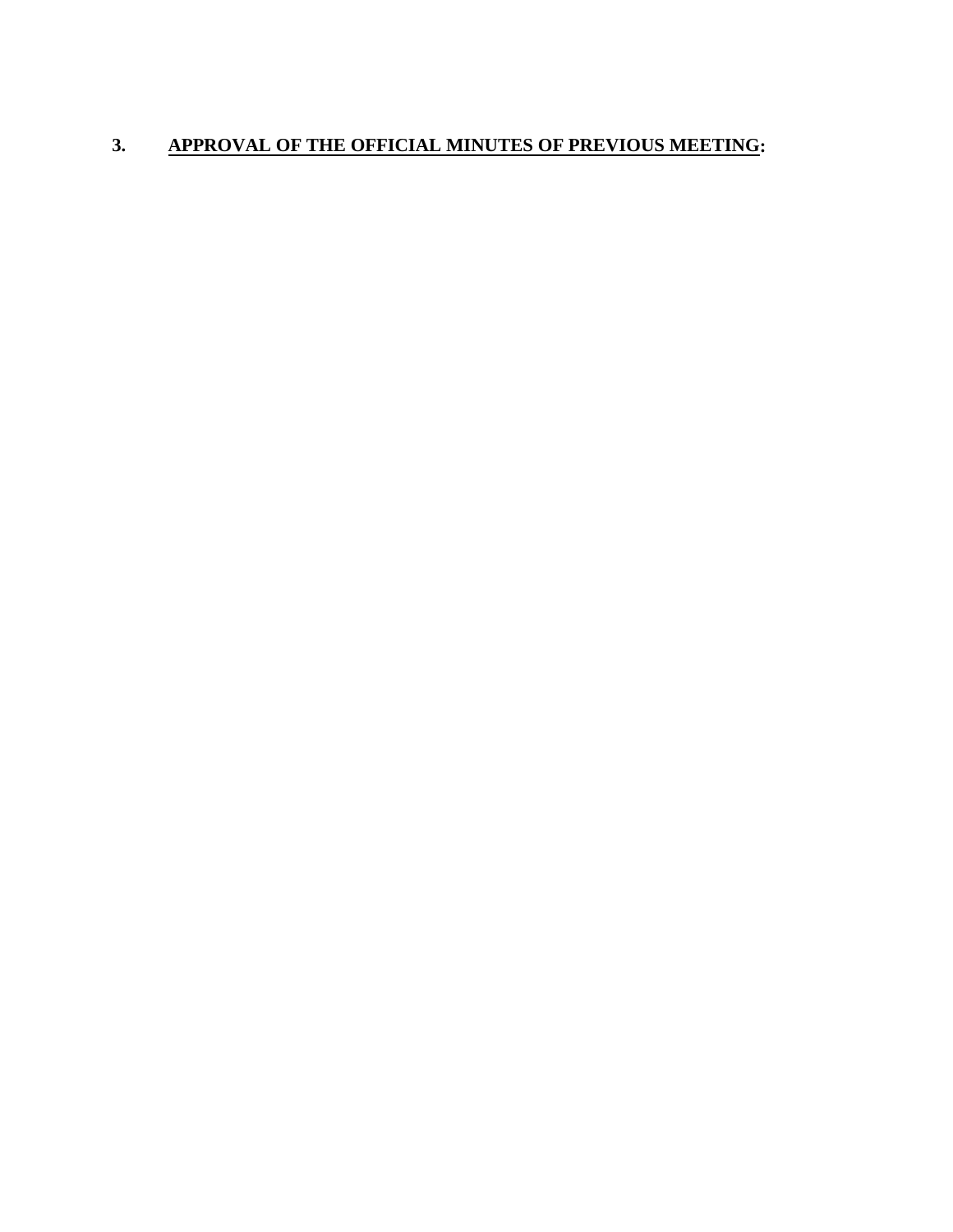## 3. APPROVAL OF THE OFFICIAL MINUTES OF PREVIOUS MEETING: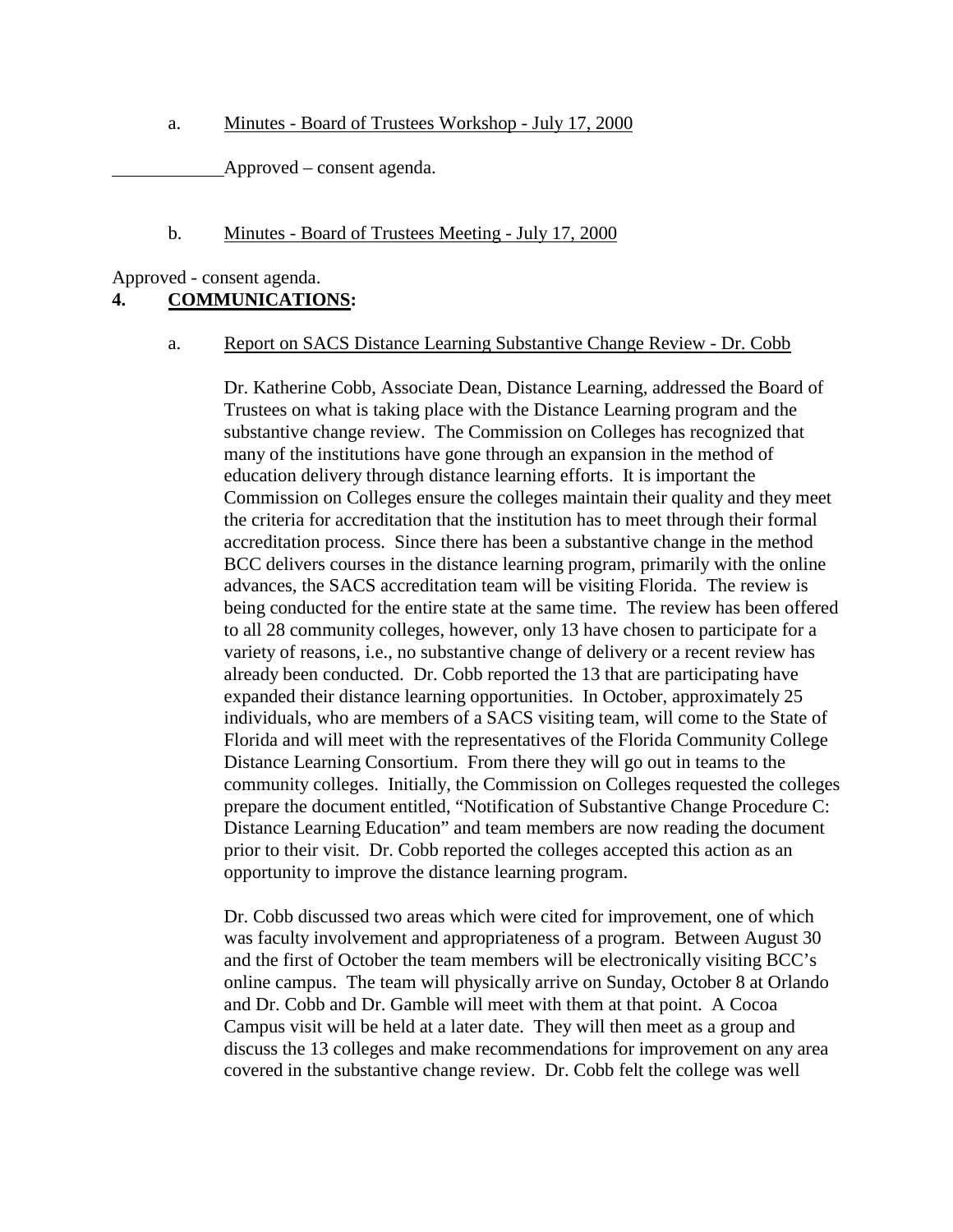a. Minutes - Board of Trustees Workshop - July 17, 2000

Approved – consent agenda.

b. Minutes - Board of Trustees Meeting - July 17, 2000

Approved - consent agenda.

**4. COMMUNICATIONS:**

a. Report on SACS Distance Learning Substantive Change Review - Dr. Cobb

Dr. Katherine Cobb, Associate Dean, Distance Learning, addressed the Board of Trustees on what is taking place with the Distance Learning program and the substantive change review. The Commission on Colleges has recognized that many of the institutions have gone through an expansion in the method of education delivery through distance learning efforts. It is important the Commission on Colleges ensure the colleges maintain their quality and they meet the criteria for accreditation that the institution has to meet through their formal accreditation process. Since there has been a substantive change in the method BCC delivers courses in the distance learning program, primarily with the online advances, the SACS accreditation team will be visiting Florida. The review is being conducted for the entire state at the same time. The review has been offered to all 28 community colleges, however, only 13 have chosen to participate for a variety of reasons, i.e., no substantive change of delivery or a recent review has already been conducted. Dr. Cobb reported the 13 that are participating have expanded their distance learning opportunities. In October, approximately 25 individuals, who are members of a SACS visiting team, will come to the State of Florida and will meet with the representatives of the Florida Community College Distance Learning Consortium. From there they will go out in teams to the community colleges. Initially, the Commission on Colleges requested the colleges prepare the document entitled, "Notification of Substantive Change Procedure C: Distance Learning Education" and team members are now reading the document prior to their visit. Dr. Cobb reported the colleges accepted this action as an opportunity to improve the distance learning program.

Dr. Cobb discussed two areas which were cited for improvement, one of which was faculty involvement and appropriateness of a program. Between August 30 and the first of October the team members will be electronically visiting BCC's online campus. The team will physically arrive on Sunday, October 8 at Orlando and Dr. Cobb and Dr. Gamble will meet with them at that point. A Cocoa Campus visit will be held at a later date. They will then meet as a group and discuss the 13 colleges and make recommendations for improvement on any area covered in the substantive change review. Dr. Cobb felt the college was well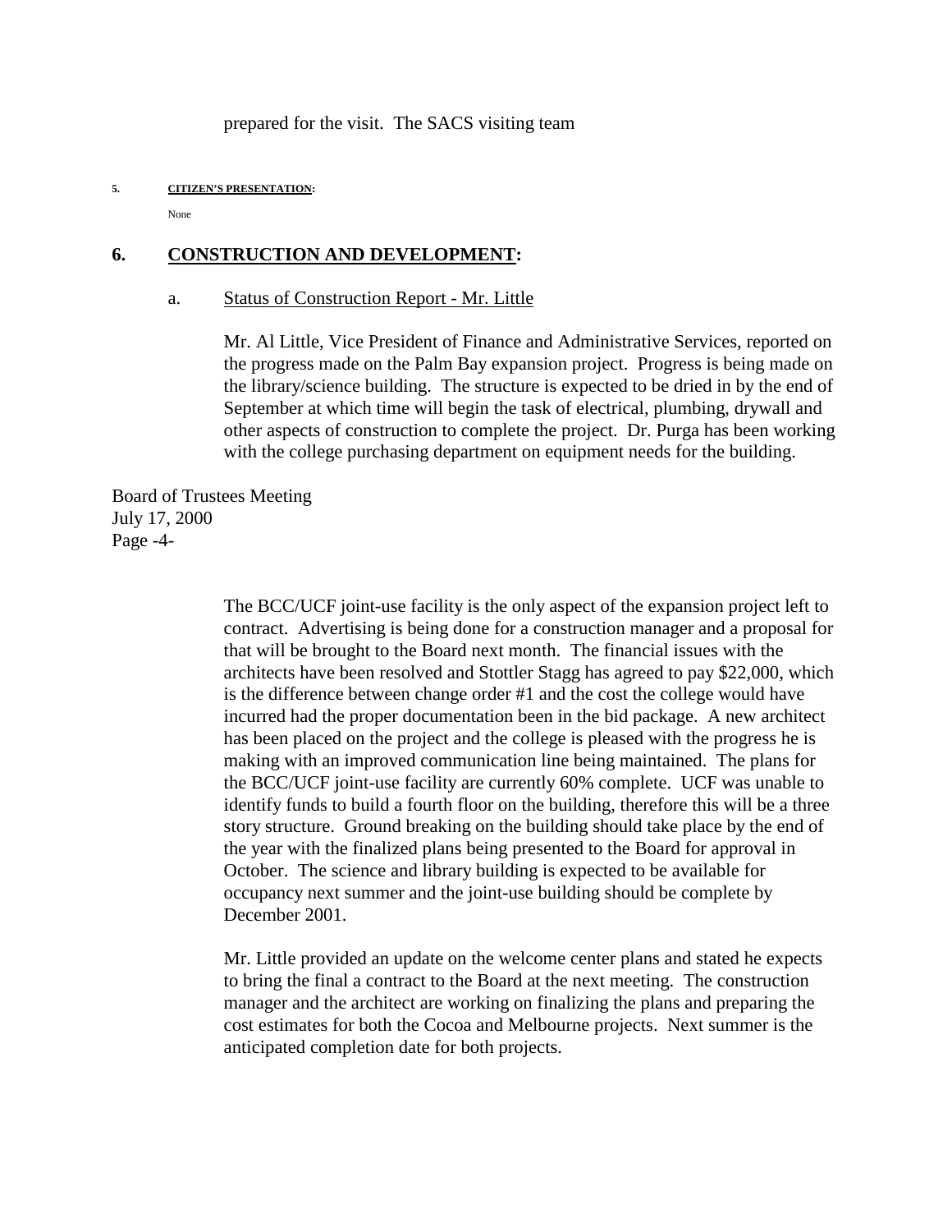prepared for the visit. The SACS visiting team

**5. CITIZEN'S PRESENTATION:**

None

## 6. CONSTRUCTION AND DEVELOPMENT:

a. Status of Construction Report - Mr. Little

Mr. Al Little, Vice President of Finance and Administrative Services, reported on the progress made on the Palm Bay expansion project. Progress is being made on the library/science building. The structure is expected to be dried in by the end of September at which time will begin the task of electrical, plumbing, drywall and other aspects of construction to complete the project. Dr. Purga has been working with the college purchasing department on equipment needs for the building.

The BCC/UCF joint-use facility is the only aspect of the expansion project left to contract. Advertising is being done for a construction manager and a proposal for that will be brought to the Board next month. The financial issues with the architects have been resolved and Stottler Stagg has agreed to pay $22,000, which is the difference between change order #1 and the cost the college would have incurred had the proper documentation been in the bid package. A new architect has been placed on the project and the college is pleased with the progress he is making with an improved communication line being maintained. The plans for the BCC/UCF joint-use facility are currently 60% complete. UCF was unable to identify funds to build a fourth floor on the building, therefore this will be a three story structure. Ground breaking on the building should take place by the end of the year with the finalized plans being presented to the Board for approval in October. The science and library building is expected to be available for occupancy next summer and the joint-use building should be complete by December 2001.

Mr. Little provided an update on the welcome center plans and stated he expects to bring the final a contract to the Board at the next meeting. The construction manager and the architect are working on finalizing the plans and preparing the cost estimates for both the Cocoa and Melbourne projects. Next summer is the anticipated completion date for both projects.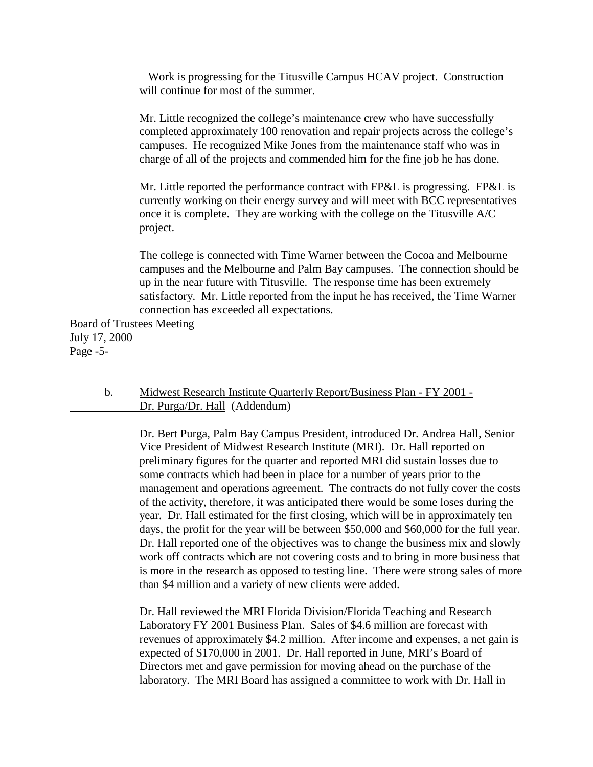Work is progressing for the Titusville Campus HCAV project. Construction will continue for most of the summer.

Mr. Little recognized the college's maintenance crew who have successfully completed approximately 100 renovation and repair projects across the college's campuses. He recognized Mike Jones from the maintenance staff who was in charge of all of the projects and commended him for the fine job he has done.

Mr. Little reported the performance contract with FP&L is progressing. FP&L is currently working on their energy survey and will meet with BCC representatives once it is complete. They are working with the college on the Titusville A/C project.

The college is connected with Time Warner between the Cocoa and Melbourne campuses and the Melbourne and Palm Bay campuses. The connection should be up in the near future with Titusville. The response time has been extremely satisfactory. Mr. Little reported from the input he has received, the Time Warner connection has exceeded all expectations.

b. Midwest Research Institute Quarterly Report/Business Plan - FY 2001 - Dr. Purga/Dr. Hall (Addendum)

Dr. Bert Purga, Palm Bay Campus President, introduced Dr. Andrea Hall, Senior Vice President of Midwest Research Institute (MRI). Dr. Hall reported on preliminary figures for the quarter and reported MRI did sustain losses due to some contracts which had been in place for a number of years prior to the management and operations agreement. The contracts do not fully cover the costs of the activity, therefore, it was anticipated there would be some loses during the year. Dr. Hall estimated for the first closing, which will be in approximately ten days, the profit for the year will be between $50,000 and $60,000 for the full year. Dr. Hall reported one of the objectives was to change the business mix and slowly work off contracts which are not covering costs and to bring in more business that is more in the research as opposed to testing line. There were strong sales of more than $4 million and a variety of new clients were added.

Dr. Hall reviewed the MRI Florida Division/Florida Teaching and Research Laboratory FY 2001 Business Plan. Sales of $4.6 million are forecast with revenues of approximately $4.2 million. After income and expenses, a net gain is expected of $170,000 in 2001. Dr. Hall reported in June, MRI's Board of Directors met and gave permission for moving ahead on the purchase of the laboratory. The MRI Board has assigned a committee to work with Dr. Hall in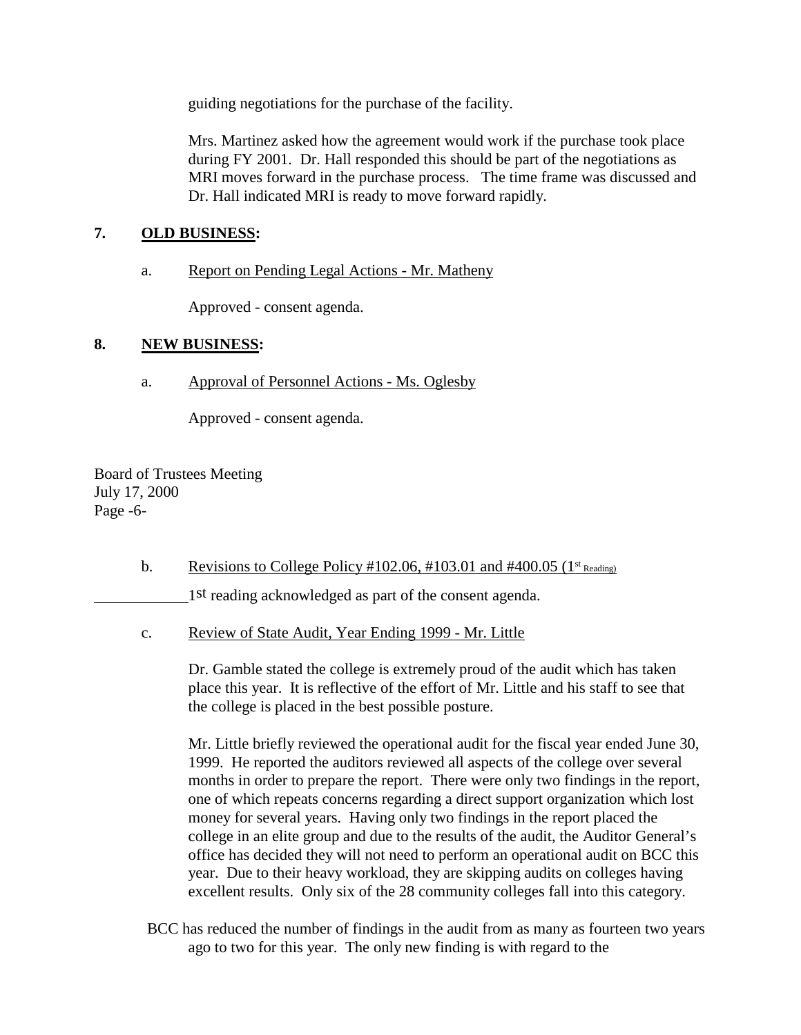guiding negotiations for the purchase of the facility.

Mrs. Martinez asked how the agreement would work if the purchase took place during FY 2001. Dr. Hall responded this should be part of the negotiations as MRI moves forward in the purchase process. The time frame was discussed and Dr. Hall indicated MRI is ready to move forward rapidly.

## 7. **OLD BUSINESS:**

a. Report on Pending Legal Actions - Mr. Matheny

Approved - consent agenda.

## 8. **NEW BUSINESS:**

a. Approval of Personnel Actions - Ms. Oglesby

Approved - consent agenda.

Board of Trustees Meeting
July 17, 2000
Page -6-

b. Revisions to College Policy #102.06, #103.01 and #400.05 (1st Reading)

1st reading acknowledged as part of the consent agenda.

c. Review of State Audit, Year Ending 1999 - Mr. Little

Dr. Gamble stated the college is extremely proud of the audit which has taken place this year. It is reflective of the effort of Mr. Little and his staff to see that the college is placed in the best possible posture.

Mr. Little briefly reviewed the operational audit for the fiscal year ended June 30, 1999. He reported the auditors reviewed all aspects of the college over several months in order to prepare the report. There were only two findings in the report, one of which repeats concerns regarding a direct support organization which lost money for several years. Having only two findings in the report placed the college in an elite group and due to the results of the audit, the Auditor General's office has decided they will not need to perform an operational audit on BCC this year. Due to their heavy workload, they are skipping audits on colleges having excellent results. Only six of the 28 community colleges fall into this category.

BCC has reduced the number of findings in the audit from as many as fourteen two years ago to two for this year. The only new finding is with regard to the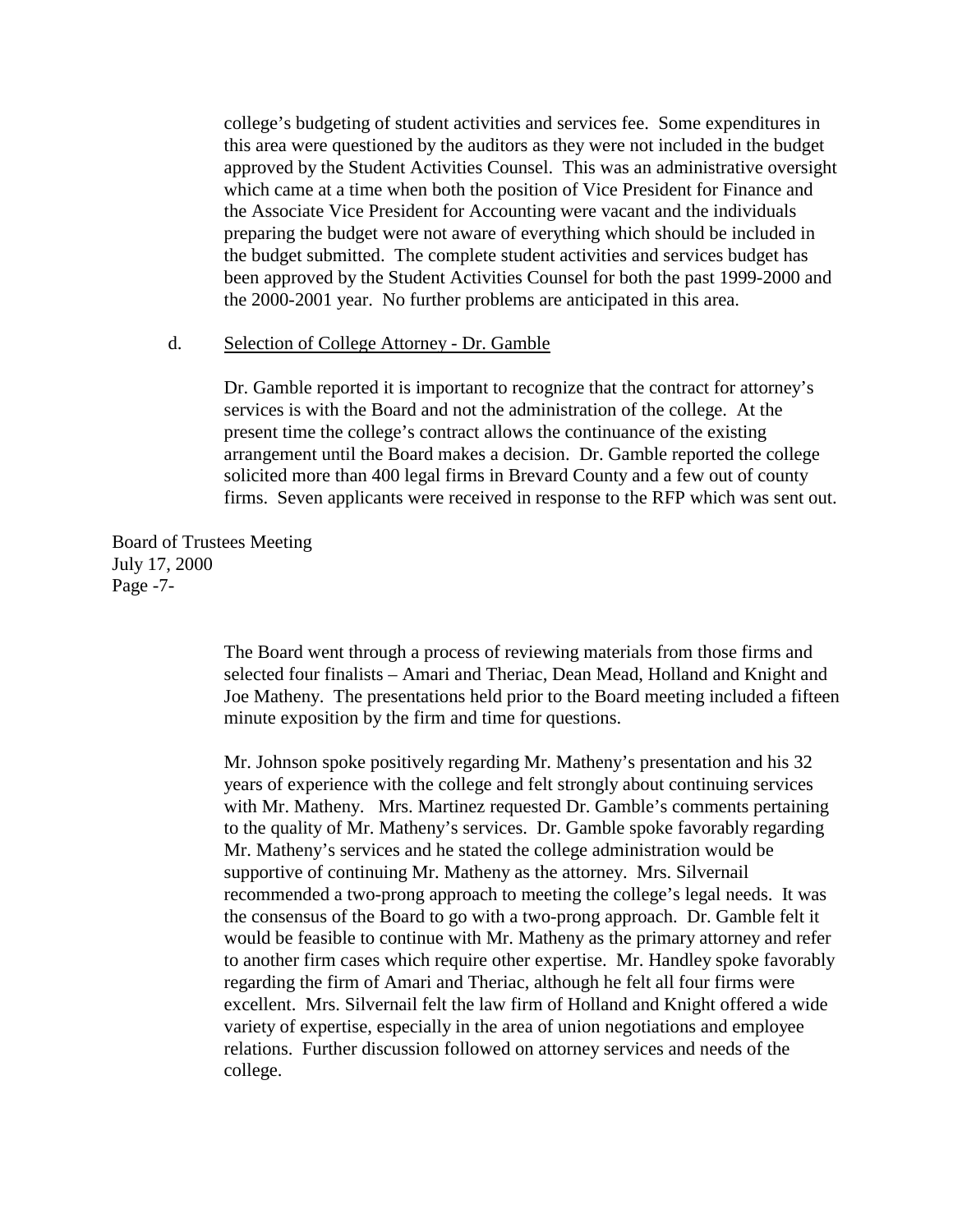college's budgeting of student activities and services fee. Some expenditures in this area were questioned by the auditors as they were not included in the budget approved by the Student Activities Counsel. This was an administrative oversight which came at a time when both the position of Vice President for Finance and the Associate Vice President for Accounting were vacant and the individuals preparing the budget were not aware of everything which should be included in the budget submitted. The complete student activities and services budget has been approved by the Student Activities Counsel for both the past 1999-2000 and the 2000-2001 year. No further problems are anticipated in this area.

d. Selection of College Attorney - Dr. Gamble

Dr. Gamble reported it is important to recognize that the contract for attorney's services is with the Board and not the administration of the college. At the present time the college's contract allows the continuance of the existing arrangement until the Board makes a decision. Dr. Gamble reported the college solicited more than 400 legal firms in Brevard County and a few out of county firms. Seven applicants were received in response to the RFP which was sent out.

The Board went through a process of reviewing materials from those firms and selected four finalists – Amari and Theriac, Dean Mead, Holland and Knight and Joe Matheny. The presentations held prior to the Board meeting included a fifteen minute exposition by the firm and time for questions.

Mr. Johnson spoke positively regarding Mr. Matheny's presentation and his 32 years of experience with the college and felt strongly about continuing services with Mr. Matheny. Mrs. Martinez requested Dr. Gamble's comments pertaining to the quality of Mr. Matheny's services. Dr. Gamble spoke favorably regarding Mr. Matheny's services and he stated the college administration would be supportive of continuing Mr. Matheny as the attorney. Mrs. Silvernail recommended a two-prong approach to meeting the college's legal needs. It was the consensus of the Board to go with a two-prong approach. Dr. Gamble felt it would be feasible to continue with Mr. Matheny as the primary attorney and refer to another firm cases which require other expertise. Mr. Handley spoke favorably regarding the firm of Amari and Theriac, although he felt all four firms were excellent. Mrs. Silvernail felt the law firm of Holland and Knight offered a wide variety of expertise, especially in the area of union negotiations and employee relations. Further discussion followed on attorney services and needs of the college.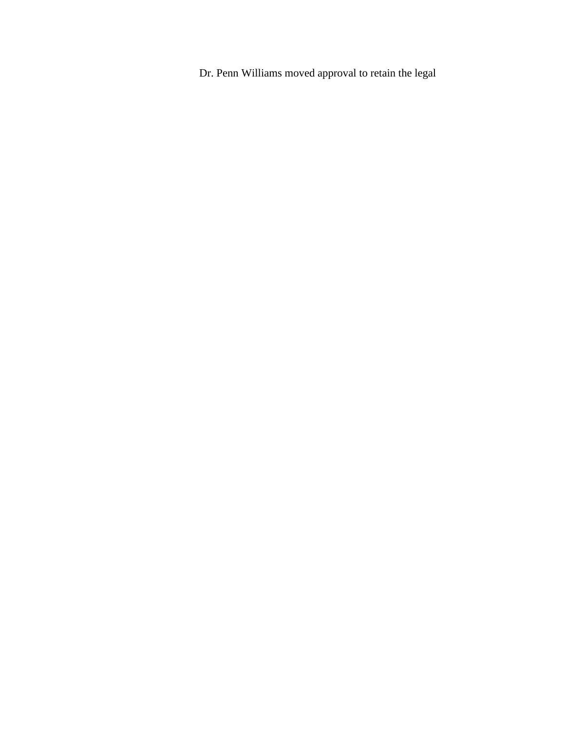Dr. Penn Williams moved approval to retain the legal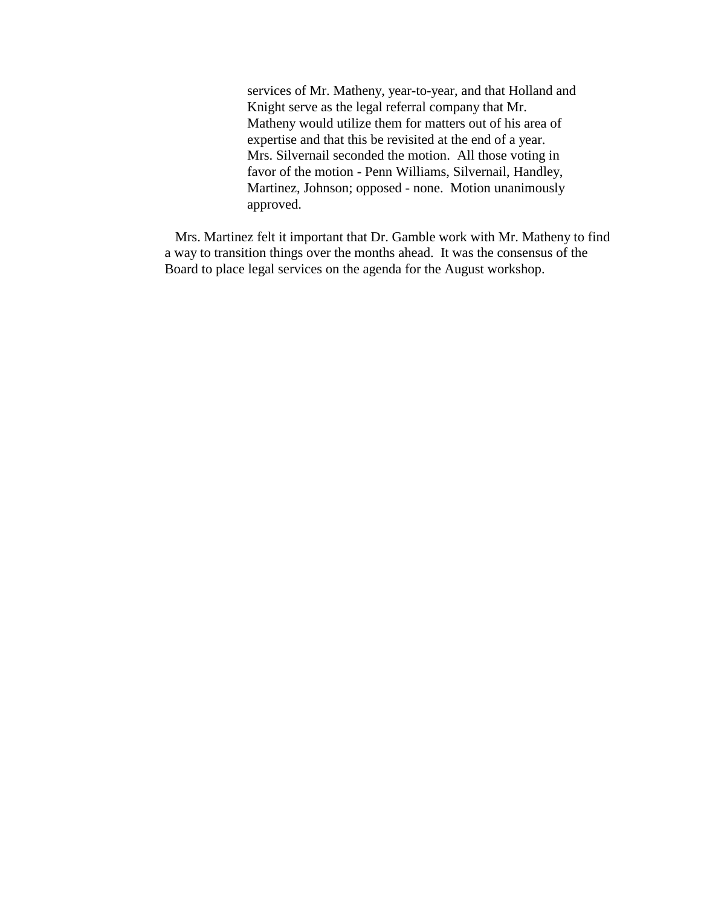> services of Mr. Matheny, year-to-year, and that Holland and Knight serve as the legal referral company that Mr. Matheny would utilize them for matters out of his area of expertise and that this be revisited at the end of a year. Mrs. Silvernail seconded the motion. All those voting in favor of the motion - Penn Williams, Silvernail, Handley, Martinez, Johnson; opposed - none. Motion unanimously approved.

Mrs. Martinez felt it important that Dr. Gamble work with Mr. Matheny to find a way to transition things over the months ahead. It was the consensus of the Board to place legal services on the agenda for the August workshop.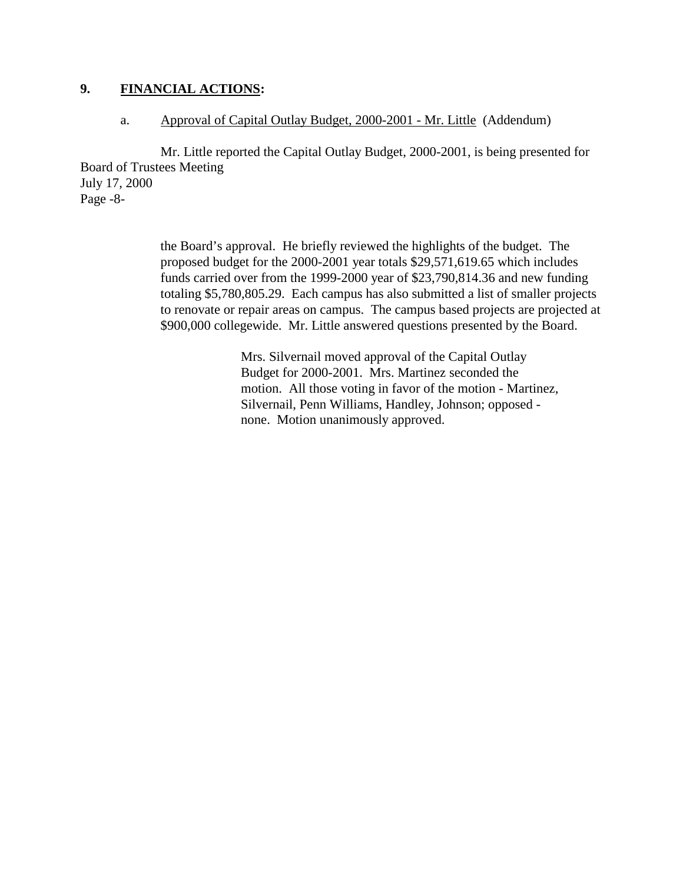**9. FINANCIAL ACTIONS:**

a. Approval of Capital Outlay Budget, 2000-2001 - Mr. Little (Addendum)

Mr. Little reported the Capital Outlay Budget, 2000-2001, is being presented for the Board's approval. He briefly reviewed the highlights of the budget. The proposed budget for the 2000-2001 year totals $29,571,619.65 which includes funds carried over from the 1999-2000 year of $23,790,814.36 and new funding totaling $5,780,805.29. Each campus has also submitted a list of smaller projects to renovate or repair areas on campus. The campus based projects are projected at $900,000 collegewide. Mr. Little answered questions presented by the Board.

> Mrs. Silvernail moved approval of the Capital Outlay Budget for 2000-2001. Mrs. Martinez seconded the motion. All those voting in favor of the motion - Martinez, Silvernail, Penn Williams, Handley, Johnson; opposed - none. Motion unanimously approved.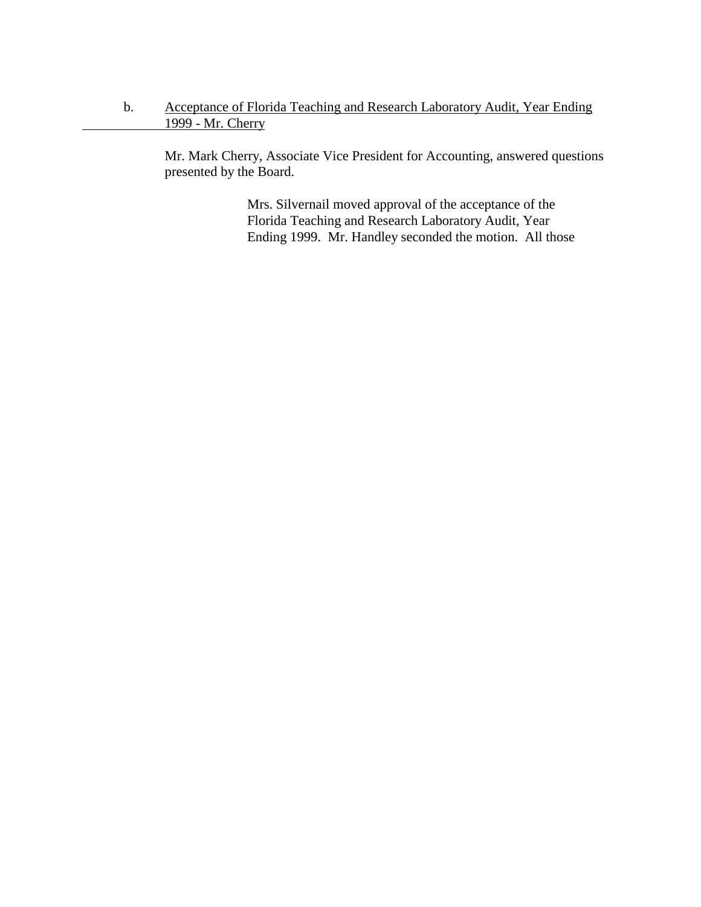b. <u>Acceptance of Florida Teaching and Research Laboratory Audit, Year Ending 1999 - Mr. Cherry</u>

Mr. Mark Cherry, Associate Vice President for Accounting, answered questions presented by the Board.

> Mrs. Silvernail moved approval of the acceptance of the Florida Teaching and Research Laboratory Audit, Year Ending 1999. Mr. Handley seconded the motion. All those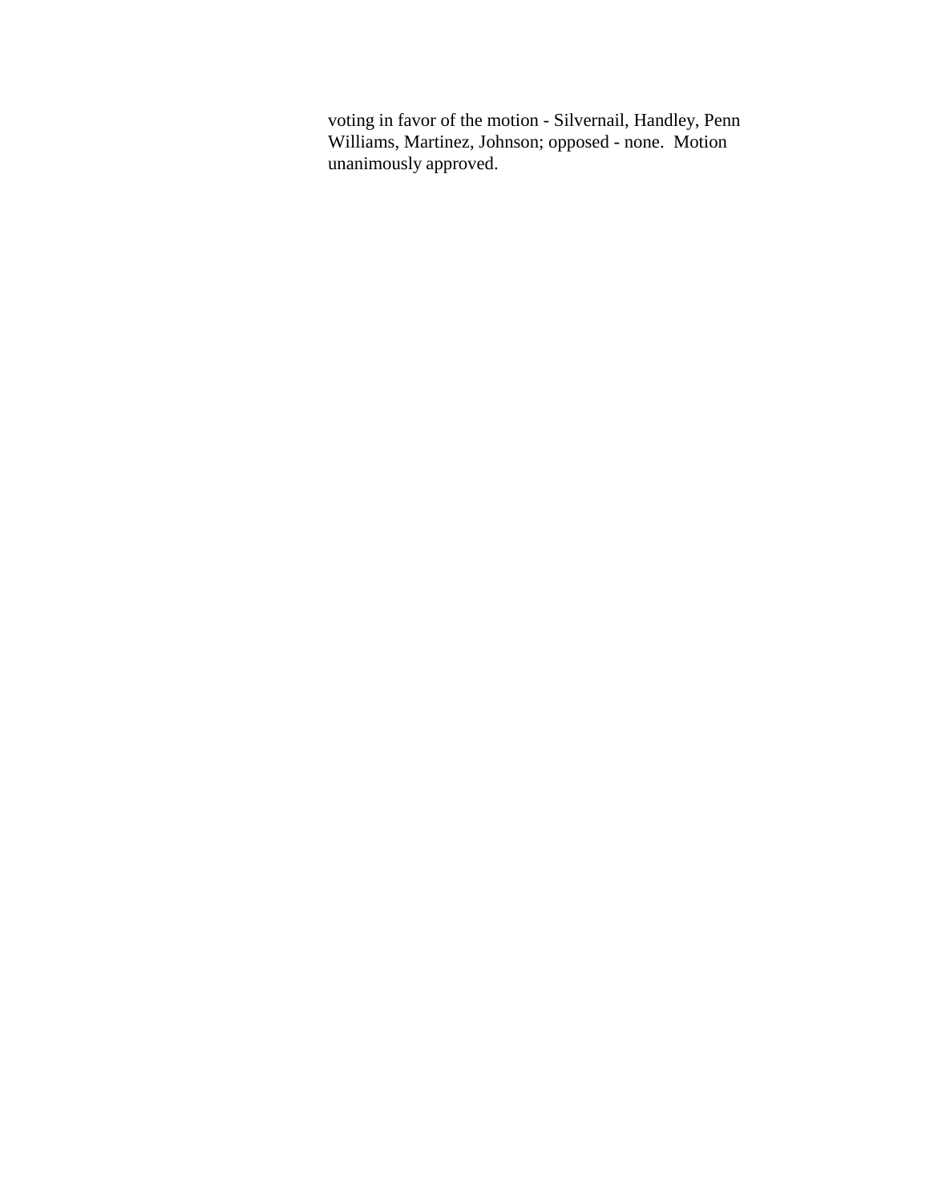voting in favor of the motion - Silvernail, Handley, Penn Williams, Martinez, Johnson; opposed - none. Motion unanimously approved.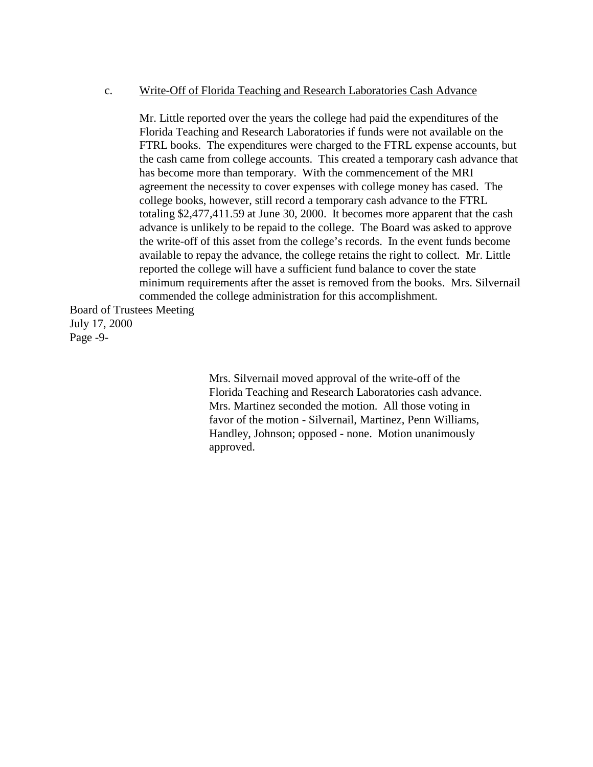c. Write-Off of Florida Teaching and Research Laboratories Cash Advance

Mr. Little reported over the years the college had paid the expenditures of the Florida Teaching and Research Laboratories if funds were not available on the FTRL books. The expenditures were charged to the FTRL expense accounts, but the cash came from college accounts. This created a temporary cash advance that has become more than temporary. With the commencement of the MRI agreement the necessity to cover expenses with college money has cased. The college books, however, still record a temporary cash advance to the FTRL totaling $2,477,411.59 at June 30, 2000. It becomes more apparent that the cash advance is unlikely to be repaid to the college. The Board was asked to approve the write-off of this asset from the college's records. In the event funds become available to repay the advance, the college retains the right to collect. Mr. Little reported the college will have a sufficient fund balance to cover the state minimum requirements after the asset is removed from the books. Mrs. Silvernail commended the college administration for this accomplishment.

Mrs. Silvernail moved approval of the write-off of the Florida Teaching and Research Laboratories cash advance. Mrs. Martinez seconded the motion. All those voting in favor of the motion - Silvernail, Martinez, Penn Williams, Handley, Johnson; opposed - none. Motion unanimously approved.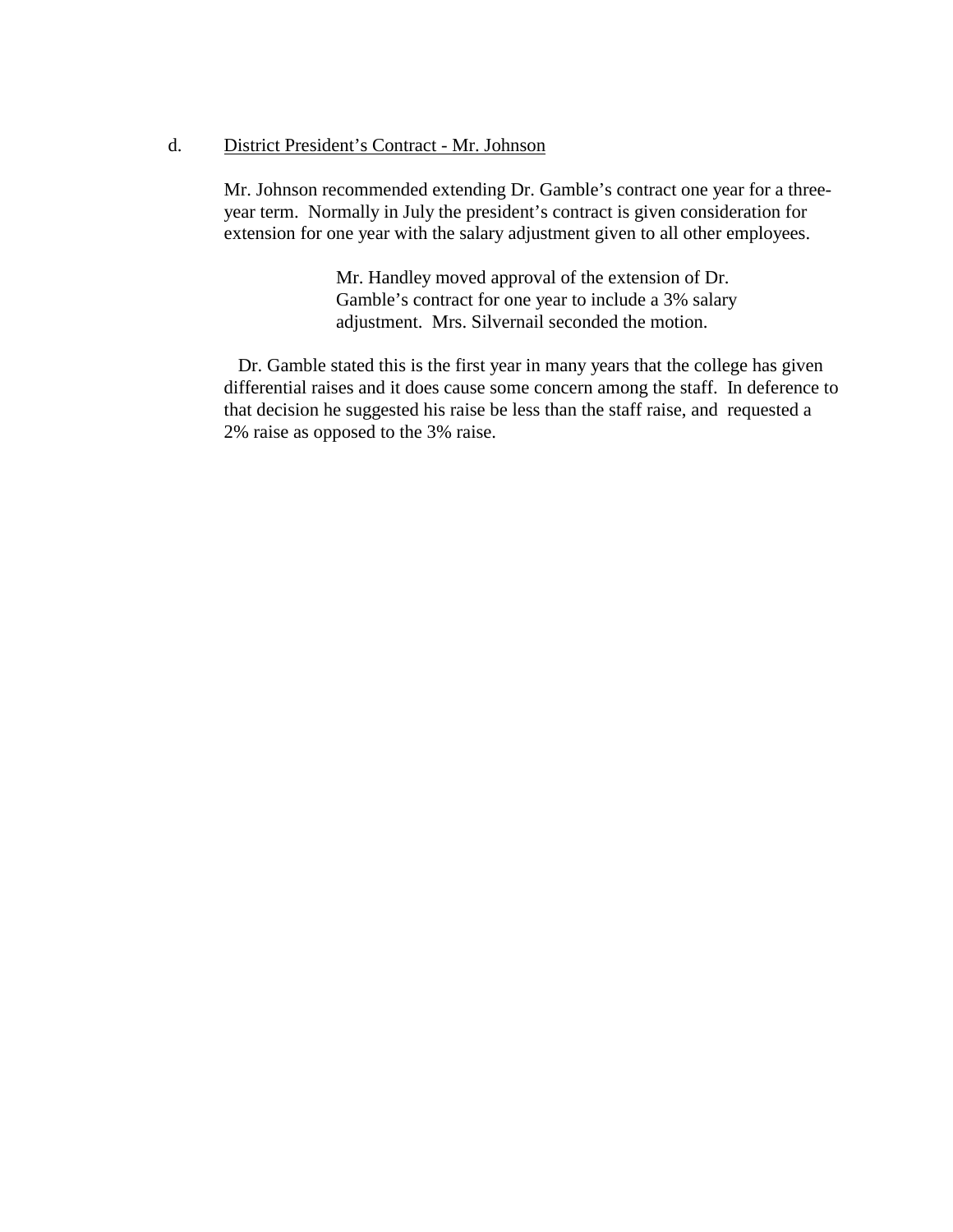d. <u>District President's Contract - Mr. Johnson</u>

Mr. Johnson recommended extending Dr. Gamble's contract one year for a three-year term. Normally in July the president's contract is given consideration for extension for one year with the salary adjustment given to all other employees.

> Mr. Handley moved approval of the extension of Dr. Gamble's contract for one year to include a 3% salary adjustment. Mrs. Silvernail seconded the motion.

Dr. Gamble stated this is the first year in many years that the college has given differential raises and it does cause some concern among the staff. In deference to that decision he suggested his raise be less than the staff raise, and requested a 2% raise as opposed to the 3% raise.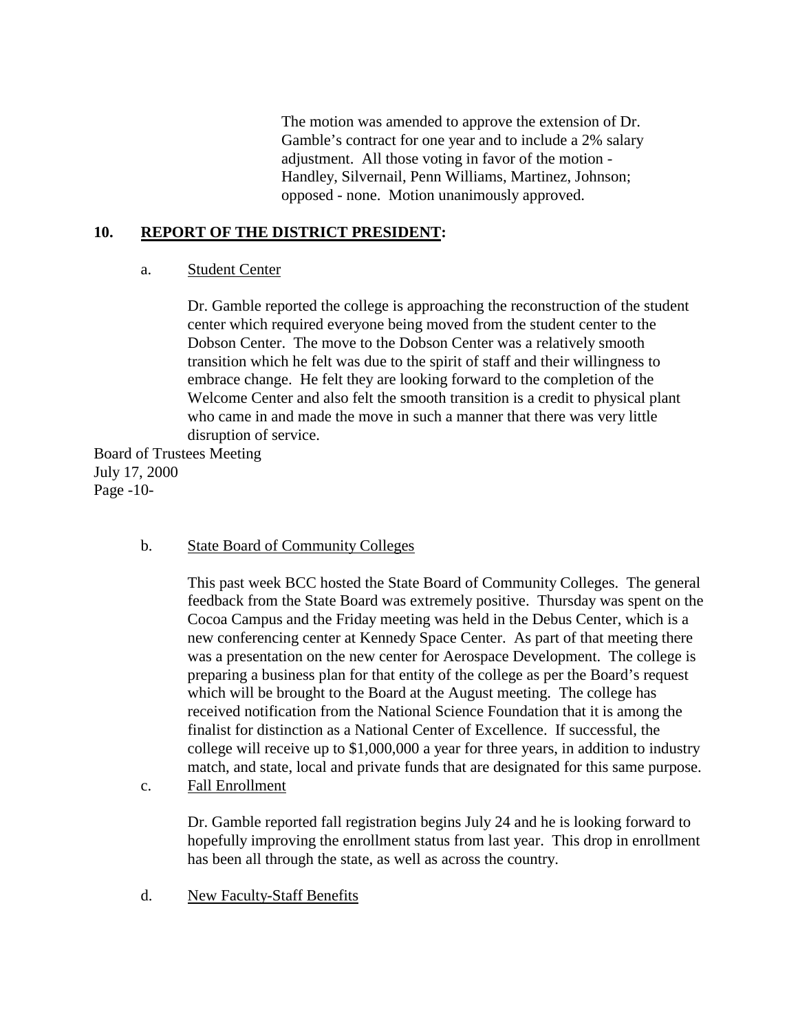The motion was amended to approve the extension of Dr. Gamble's contract for one year and to include a 2% salary adjustment. All those voting in favor of the motion - Handley, Silvernail, Penn Williams, Martinez, Johnson; opposed - none. Motion unanimously approved.

## 10. REPORT OF THE DISTRICT PRESIDENT:

a. Student Center

Dr. Gamble reported the college is approaching the reconstruction of the student center which required everyone being moved from the student center to the Dobson Center. The move to the Dobson Center was a relatively smooth transition which he felt was due to the spirit of staff and their willingness to embrace change. He felt they are looking forward to the completion of the Welcome Center and also felt the smooth transition is a credit to physical plant who came in and made the move in such a manner that there was very little disruption of service.

b. State Board of Community Colleges

This past week BCC hosted the State Board of Community Colleges. The general feedback from the State Board was extremely positive. Thursday was spent on the Cocoa Campus and the Friday meeting was held in the Debus Center, which is a new conferencing center at Kennedy Space Center. As part of that meeting there was a presentation on the new center for Aerospace Development. The college is preparing a business plan for that entity of the college as per the Board's request which will be brought to the Board at the August meeting. The college has received notification from the National Science Foundation that it is among the finalist for distinction as a National Center of Excellence. If successful, the college will receive up to $1,000,000 a year for three years, in addition to industry match, and state, local and private funds that are designated for this same purpose.

c. Fall Enrollment

Dr. Gamble reported fall registration begins July 24 and he is looking forward to hopefully improving the enrollment status from last year. This drop in enrollment has been all through the state, as well as across the country.

d. New Faculty-Staff Benefits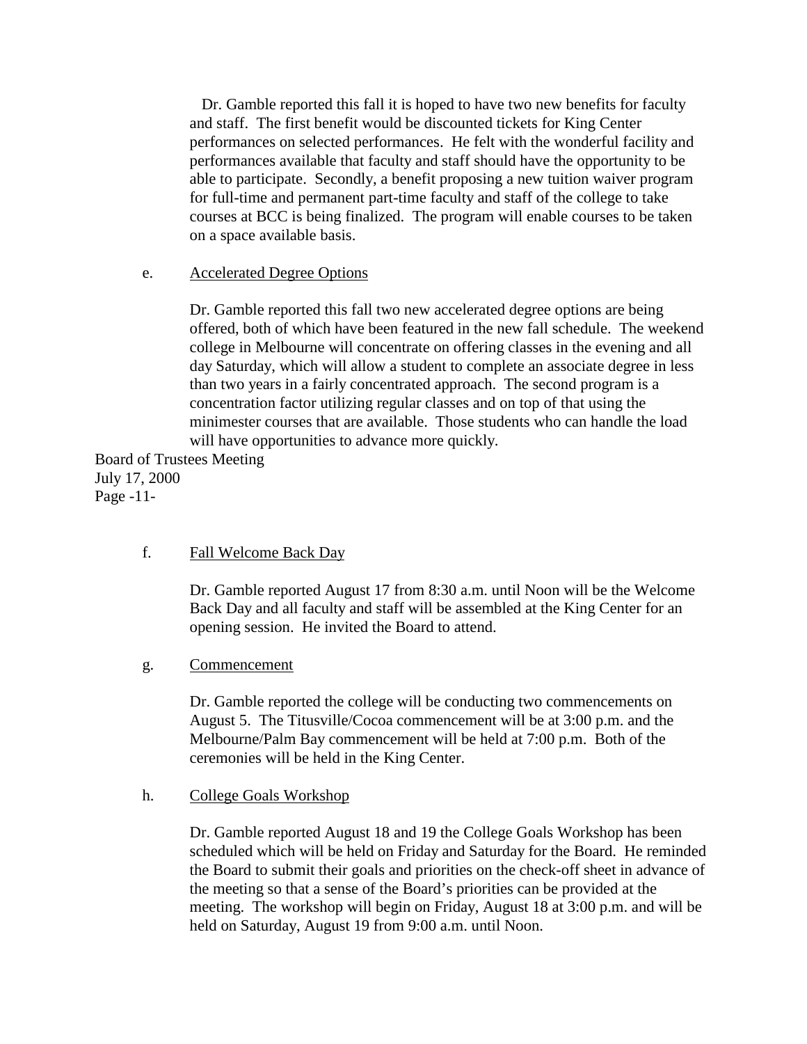Dr. Gamble reported this fall it is hoped to have two new benefits for faculty and staff. The first benefit would be discounted tickets for King Center performances on selected performances. He felt with the wonderful facility and performances available that faculty and staff should have the opportunity to be able to participate. Secondly, a benefit proposing a new tuition waiver program for full-time and permanent part-time faculty and staff of the college to take courses at BCC is being finalized. The program will enable courses to be taken on a space available basis.

e. Accelerated Degree Options

Dr. Gamble reported this fall two new accelerated degree options are being offered, both of which have been featured in the new fall schedule. The weekend college in Melbourne will concentrate on offering classes in the evening and all day Saturday, which will allow a student to complete an associate degree in less than two years in a fairly concentrated approach. The second program is a concentration factor utilizing regular classes and on top of that using the minimester courses that are available. Those students who can handle the load will have opportunities to advance more quickly.

f. Fall Welcome Back Day

Dr. Gamble reported August 17 from 8:30 a.m. until Noon will be the Welcome Back Day and all faculty and staff will be assembled at the King Center for an opening session. He invited the Board to attend.

g. Commencement

Dr. Gamble reported the college will be conducting two commencements on August 5. The Titusville/Cocoa commencement will be at 3:00 p.m. and the Melbourne/Palm Bay commencement will be held at 7:00 p.m. Both of the ceremonies will be held in the King Center.

h. College Goals Workshop

Dr. Gamble reported August 18 and 19 the College Goals Workshop has been scheduled which will be held on Friday and Saturday for the Board. He reminded the Board to submit their goals and priorities on the check-off sheet in advance of the meeting so that a sense of the Board's priorities can be provided at the meeting. The workshop will begin on Friday, August 18 at 3:00 p.m. and will be held on Saturday, August 19 from 9:00 a.m. until Noon.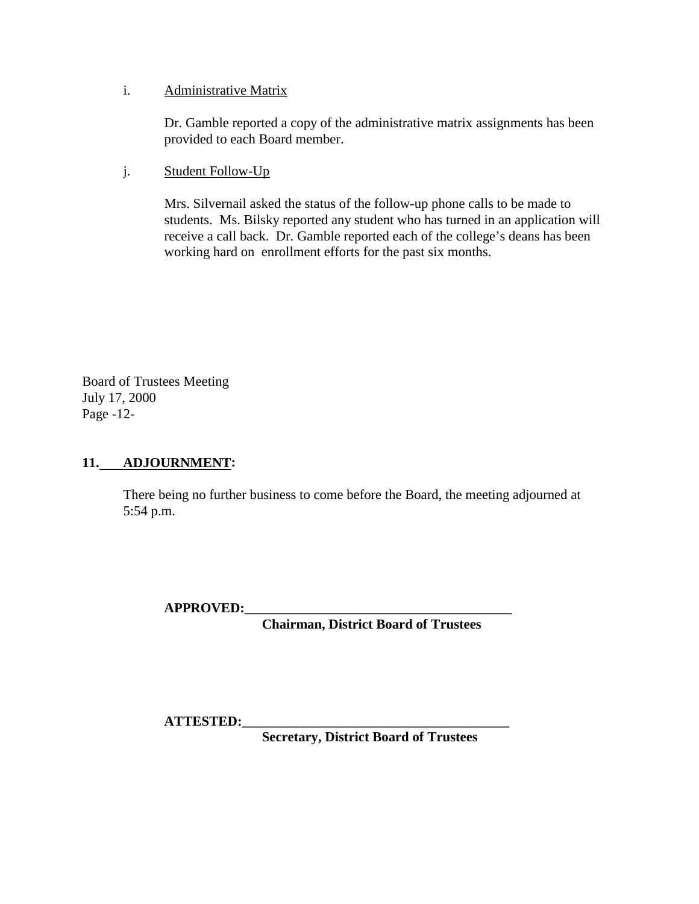i. Administrative Matrix

Dr. Gamble reported a copy of the administrative matrix assignments has been provided to each Board member.

j. Student Follow-Up

Mrs. Silvernail asked the status of the follow-up phone calls to be made to students. Ms. Bilsky reported any student who has turned in an application will receive a call back. Dr. Gamble reported each of the college's deans has been working hard on enrollment efforts for the past six months.

Board of Trustees Meeting
July 17, 2000
Page -12-

**11. ADJOURNMENT:**

There being no further business to come before the Board, the meeting adjourned at 5:54 p.m.

**APPROVED:\_\_\_\_\_\_\_\_\_\_\_\_\_\_\_\_\_\_\_\_\_\_\_\_\_\_\_\_\_\_\_\_\_\_\_\_\_\_\_**
**Chairman, District Board of Trustees**

**ATTESTED:\_\_\_\_\_\_\_\_\_\_\_\_\_\_\_\_\_\_\_\_\_\_\_\_\_\_\_\_\_\_\_\_\_\_\_\_\_\_\_**
**Secretary, District Board of Trustees**